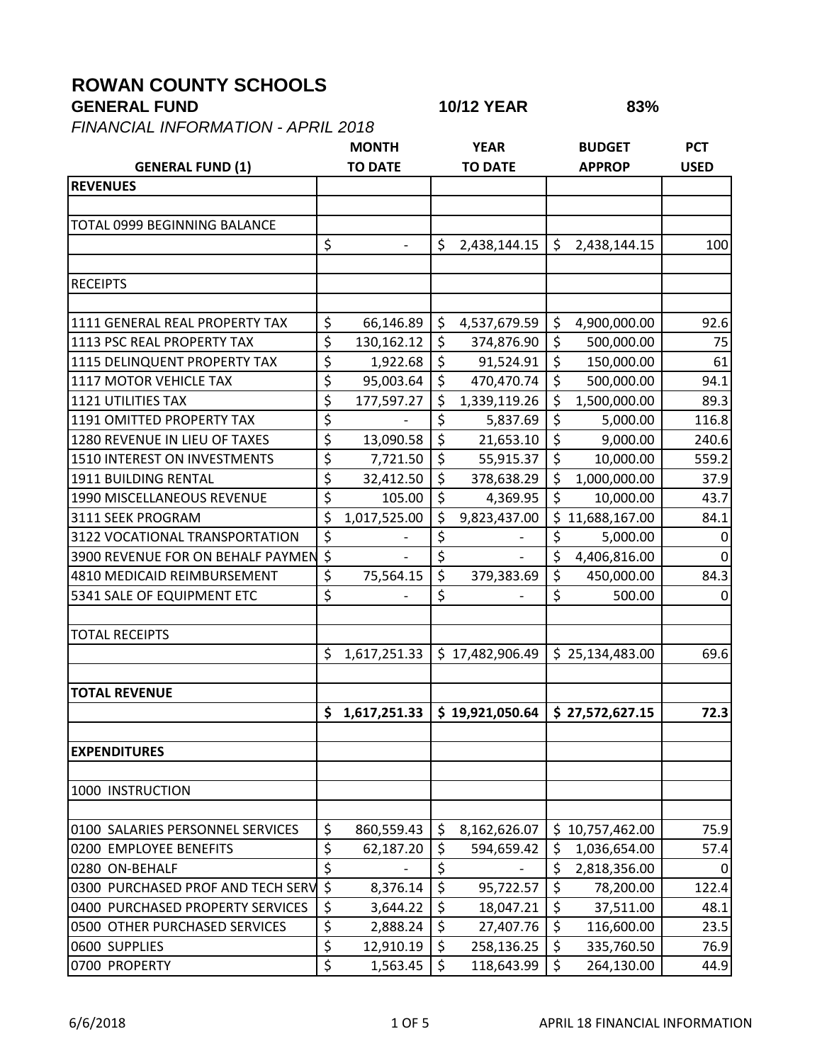# ROWAN COUNTY SCHOOLS

**GENERAL FUND** **10/12 YEAR** **83%**

*FINANCIAL INFORMATION - APRIL 2018*

| GENERAL FUND (1) | MONTH TO DATE | YEAR TO DATE | BUDGET APPROP | PCT USED |
|---|---|---|---|---|
| **REVENUES** | | | | |
| | | | | |
| TOTAL 0999 BEGINNING BALANCE | | | | |
| | $ - | $ 2,438,144.15 | $ 2,438,144.15 | 100 |
| | | | | |
| RECEIPTS | | | | |
| | | | | |
| 1111 GENERAL REAL PROPERTY TAX | $ 66,146.89 | $ 4,537,679.59 | $ 4,900,000.00 | 92.6 |
| 1113 PSC REAL PROPERTY TAX | $ 130,162.12 | $ 374,876.90 | $ 500,000.00 | 75 |
| 1115 DELINQUENT PROPERTY TAX | $ 1,922.68 | $ 91,524.91 | $ 150,000.00 | 61 |
| 1117 MOTOR VEHICLE TAX | $ 95,003.64 | $ 470,470.74 | $ 500,000.00 | 94.1 |
| 1121 UTILITIES TAX | $ 177,597.27 | $ 1,339,119.26 | $ 1,500,000.00 | 89.3 |
| 1191 OMITTED PROPERTY TAX | $ - | $ 5,837.69 | $ 5,000.00 | 116.8 |
| 1280 REVENUE IN LIEU OF TAXES | $ 13,090.58 | $ 21,653.10 | $ 9,000.00 | 240.6 |
| 1510 INTEREST ON INVESTMENTS | $ 7,721.50 | $ 55,915.37 | $ 10,000.00 | 559.2 |
| 1911 BUILDING RENTAL | $ 32,412.50 | $ 378,638.29 | $ 1,000,000.00 | 37.9 |
| 1990 MISCELLANEOUS REVENUE | $ 105.00 | $ 4,369.95 | $ 10,000.00 | 43.7 |
| 3111 SEEK PROGRAM | $ 1,017,525.00 | $ 9,823,437.00 | $ 11,688,167.00 | 84.1 |
| 3122 VOCATIONAL TRANSPORTATION | $ - | $ - | $ 5,000.00 | 0 |
| 3900 REVENUE FOR ON BEHALF PAYMEN | $ - | $ - | $ 4,406,816.00 | 0 |
| 4810 MEDICAID REIMBURSEMENT | $ 75,564.15 | $ 379,383.69 | $ 450,000.00 | 84.3 |
| 5341 SALE OF EQUIPMENT ETC | $ - | $ - | $ 500.00 | 0 |
| | | | | |
| TOTAL RECEIPTS | | | | |
| | $ 1,617,251.33 | $ 17,482,906.49 | $ 25,134,483.00 | 69.6 |
| | | | | |
| **TOTAL REVENUE** | | | | |
| | **$ 1,617,251.33** | **$ 19,921,050.64** | **$ 27,572,627.15** | **72.3** |
| | | | | |
| **EXPENDITURES** | | | | |
| | | | | |
| 1000 INSTRUCTION | | | | |
| | | | | |
| 0100 SALARIES PERSONNEL SERVICES | $ 860,559.43 | $ 8,162,626.07 | $ 10,757,462.00 | 75.9 |
| 0200 EMPLOYEE BENEFITS | $ 62,187.20 | $ 594,659.42 | $ 1,036,654.00 | 57.4 |
| 0280 ON-BEHALF | $ - | $ - | $ 2,818,356.00 | 0 |
| 0300 PURCHASED PROF AND TECH SERV | $ 8,376.14 | $ 95,722.57 | $ 78,200.00 | 122.4 |
| 0400 PURCHASED PROPERTY SERVICES | $ 3,644.22 | $ 18,047.21 | $ 37,511.00 | 48.1 |
| 0500 OTHER PURCHASED SERVICES | $ 2,888.24 | $ 27,407.76 | $ 116,600.00 | 23.5 |
| 0600 SUPPLIES | $ 12,910.19 | $ 258,136.25 | $ 335,760.50 | 76.9 |
| 0700 PROPERTY | $ 1,563.45 | $ 118,643.99 | $ 264,130.00 | 44.9 |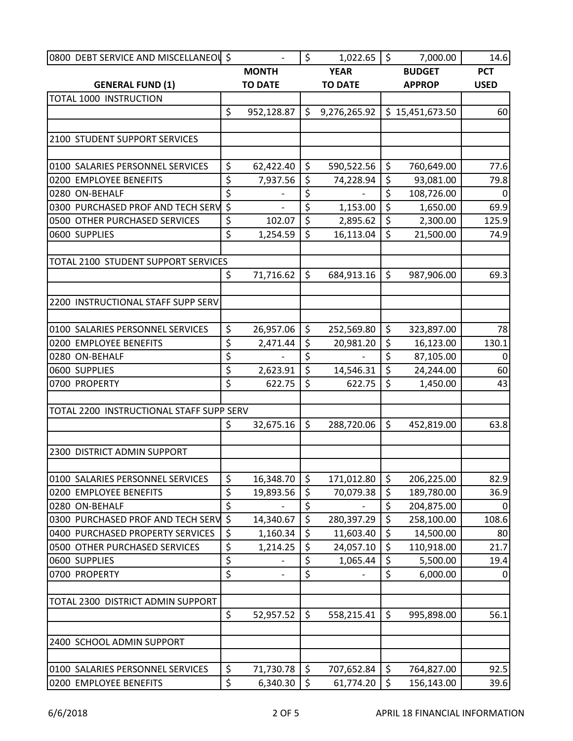| 0800 DEBT SERVICE AND MISCELLANEOU | $ - | $ 1,022.65 | $ 7,000.00 | 14.6 |
|---|---|---|---|---|
| **GENERAL FUND (1)** | **MONTH TO DATE** | **YEAR TO DATE** | **BUDGET APPROP** | **PCT USED** |
| TOTAL 1000 INSTRUCTION | | | | |
| | $ 952,128.87 | $ 9,276,265.92 | $ 15,451,673.50 | 60 |
| | | | | |
| 2100 STUDENT SUPPORT SERVICES | | | | |
| | | | | |
| 0100 SALARIES PERSONNEL SERVICES | $ 62,422.40 | $ 590,522.56 | $ 760,649.00 | 77.6 |
| 0200 EMPLOYEE BENEFITS | $ 7,937.56 | $ 74,228.94 | $ 93,081.00 | 79.8 |
| 0280 ON-BEHALF | $ - | $ - | $ 108,726.00 | 0 |
| 0300 PURCHASED PROF AND TECH SERV | $ - | $ 1,153.00 | $ 1,650.00 | 69.9 |
| 0500 OTHER PURCHASED SERVICES | $ 102.07 | $ 2,895.62 | $ 2,300.00 | 125.9 |
| 0600 SUPPLIES | $ 1,254.59 | $ 16,113.04 | $ 21,500.00 | 74.9 |
| | | | | |
| TOTAL 2100 STUDENT SUPPORT SERVICES | | | | |
| | $ 71,716.62 | $ 684,913.16 | $ 987,906.00 | 69.3 |
| | | | | |
| 2200 INSTRUCTIONAL STAFF SUPP SERV | | | | |
| | | | | |
| 0100 SALARIES PERSONNEL SERVICES | $ 26,957.06 | $ 252,569.80 | $ 323,897.00 | 78 |
| 0200 EMPLOYEE BENEFITS | $ 2,471.44 | $ 20,981.20 | $ 16,123.00 | 130.1 |
| 0280 ON-BEHALF | $ - | $ - | $ 87,105.00 | 0 |
| 0600 SUPPLIES | $ 2,623.91 | $ 14,546.31 | $ 24,244.00 | 60 |
| 0700 PROPERTY | $ 622.75 | $ 622.75 | $ 1,450.00 | 43 |
| | | | | |
| TOTAL 2200 INSTRUCTIONAL STAFF SUPP SERV | | | | |
| | $ 32,675.16 | $ 288,720.06 | $ 452,819.00 | 63.8 |
| | | | | |
| 2300 DISTRICT ADMIN SUPPORT | | | | |
| | | | | |
| 0100 SALARIES PERSONNEL SERVICES | $ 16,348.70 | $ 171,012.80 | $ 206,225.00 | 82.9 |
| 0200 EMPLOYEE BENEFITS | $ 19,893.56 | $ 70,079.38 | $ 189,780.00 | 36.9 |
| 0280 ON-BEHALF | $ - | $ - | $ 204,875.00 | 0 |
| 0300 PURCHASED PROF AND TECH SERV | $ 14,340.67 | $ 280,397.29 | $ 258,100.00 | 108.6 |
| 0400 PURCHASED PROPERTY SERVICES | $ 1,160.34 | $ 11,603.40 | $ 14,500.00 | 80 |
| 0500 OTHER PURCHASED SERVICES | $ 1,214.25 | $ 24,057.10 | $ 110,918.00 | 21.7 |
| 0600 SUPPLIES | $ - | $ 1,065.44 | $ 5,500.00 | 19.4 |
| 0700 PROPERTY | $ - | $ - | $ 6,000.00 | 0 |
| | | | | |
| TOTAL 2300 DISTRICT ADMIN SUPPORT | | | | |
| | $ 52,957.52 | $ 558,215.41 | $ 995,898.00 | 56.1 |
| | | | | |
| 2400 SCHOOL ADMIN SUPPORT | | | | |
| | | | | |
| 0100 SALARIES PERSONNEL SERVICES | $ 71,730.78 | $ 707,652.84 | $ 764,827.00 | 92.5 |
| 0200 EMPLOYEE BENEFITS | $ 6,340.30 | $ 61,774.20 | $ 156,143.00 | 39.6 |

6/6/2018 — APRIL 18 FINANCIAL INFORMATION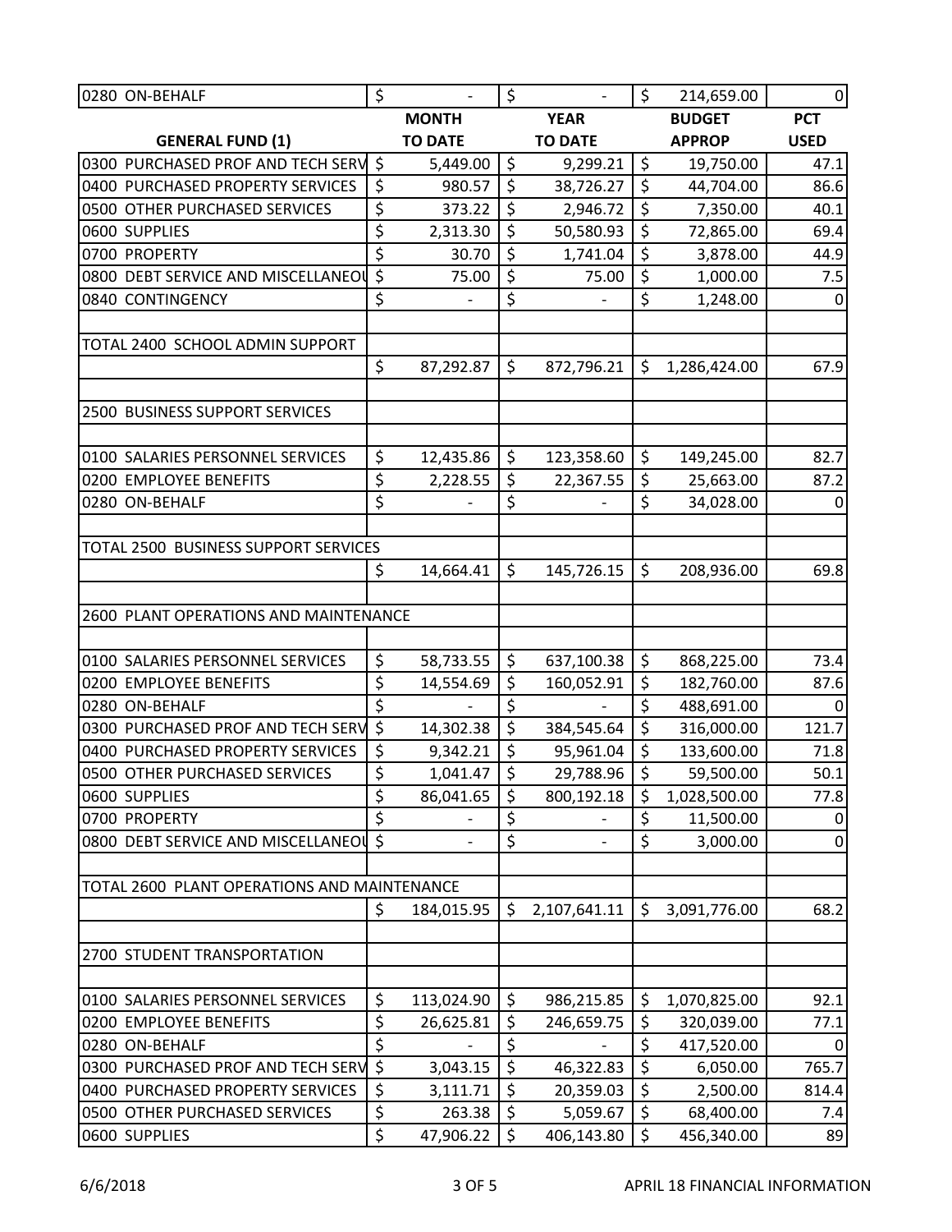| | | | | |
|---|---|---|---|---|
| 0280 ON-BEHALF | $ - | $ - | $ 214,659.00 | 0 |
| **GENERAL FUND (1)** | **MONTH TO DATE** | **YEAR TO DATE** | **BUDGET APPROP** | **PCT USED** |
| 0300 PURCHASED PROF AND TECH SERV | $ 5,449.00 | $ 9,299.21 | $ 19,750.00 | 47.1 |
| 0400 PURCHASED PROPERTY SERVICES | $ 980.57 | $ 38,726.27 | $ 44,704.00 | 86.6 |
| 0500 OTHER PURCHASED SERVICES | $ 373.22 | $ 2,946.72 | $ 7,350.00 | 40.1 |
| 0600 SUPPLIES | $ 2,313.30 | $ 50,580.93 | $ 72,865.00 | 69.4 |
| 0700 PROPERTY | $ 30.70 | $ 1,741.04 | $ 3,878.00 | 44.9 |
| 0800 DEBT SERVICE AND MISCELLANEOU | $ 75.00 | $ 75.00 | $ 1,000.00 | 7.5 |
| 0840 CONTINGENCY | $ - | $ - | $ 1,248.00 | 0 |
| | | | | |
| TOTAL 2400 SCHOOL ADMIN SUPPORT | | | | |
| | $ 87,292.87 | $ 872,796.21 | $ 1,286,424.00 | 67.9 |
| | | | | |
| 2500 BUSINESS SUPPORT SERVICES | | | | |
| | | | | |
| 0100 SALARIES PERSONNEL SERVICES | $ 12,435.86 | $ 123,358.60 | $ 149,245.00 | 82.7 |
| 0200 EMPLOYEE BENEFITS | $ 2,228.55 | $ 22,367.55 | $ 25,663.00 | 87.2 |
| 0280 ON-BEHALF | $ - | $ - | $ 34,028.00 | 0 |
| | | | | |
| TOTAL 2500 BUSINESS SUPPORT SERVICES | | | | |
| | $ 14,664.41 | $ 145,726.15 | $ 208,936.00 | 69.8 |
| | | | | |
| 2600 PLANT OPERATIONS AND MAINTENANCE | | | | |
| | | | | |
| 0100 SALARIES PERSONNEL SERVICES | $ 58,733.55 | $ 637,100.38 | $ 868,225.00 | 73.4 |
| 0200 EMPLOYEE BENEFITS | $ 14,554.69 | $ 160,052.91 | $ 182,760.00 | 87.6 |
| 0280 ON-BEHALF | $ - | $ - | $ 488,691.00 | 0 |
| 0300 PURCHASED PROF AND TECH SERV | $ 14,302.38 | $ 384,545.64 | $ 316,000.00 | 121.7 |
| 0400 PURCHASED PROPERTY SERVICES | $ 9,342.21 | $ 95,961.04 | $ 133,600.00 | 71.8 |
| 0500 OTHER PURCHASED SERVICES | $ 1,041.47 | $ 29,788.96 | $ 59,500.00 | 50.1 |
| 0600 SUPPLIES | $ 86,041.65 | $ 800,192.18 | $ 1,028,500.00 | 77.8 |
| 0700 PROPERTY | $ - | $ - | $ 11,500.00 | 0 |
| 0800 DEBT SERVICE AND MISCELLANEOU | $ - | $ - | $ 3,000.00 | 0 |
| | | | | |
| TOTAL 2600 PLANT OPERATIONS AND MAINTENANCE | | | | |
| | $ 184,015.95 | $ 2,107,641.11 | $ 3,091,776.00 | 68.2 |
| | | | | |
| 2700 STUDENT TRANSPORTATION | | | | |
| | | | | |
| 0100 SALARIES PERSONNEL SERVICES | $ 113,024.90 | $ 986,215.85 | $ 1,070,825.00 | 92.1 |
| 0200 EMPLOYEE BENEFITS | $ 26,625.81 | $ 246,659.75 | $ 320,039.00 | 77.1 |
| 0280 ON-BEHALF | $ - | $ - | $ 417,520.00 | 0 |
| 0300 PURCHASED PROF AND TECH SERV | $ 3,043.15 | $ 46,322.83 | $ 6,050.00 | 765.7 |
| 0400 PURCHASED PROPERTY SERVICES | $ 3,111.71 | $ 20,359.03 | $ 2,500.00 | 814.4 |
| 0500 OTHER PURCHASED SERVICES | $ 263.38 | $ 5,059.67 | $ 68,400.00 | 7.4 |
| 0600 SUPPLIES | $ 47,906.22 | $ 406,143.80 | $ 456,340.00 | 89 |

6/6/2018 APRIL 18 FINANCIAL INFORMATION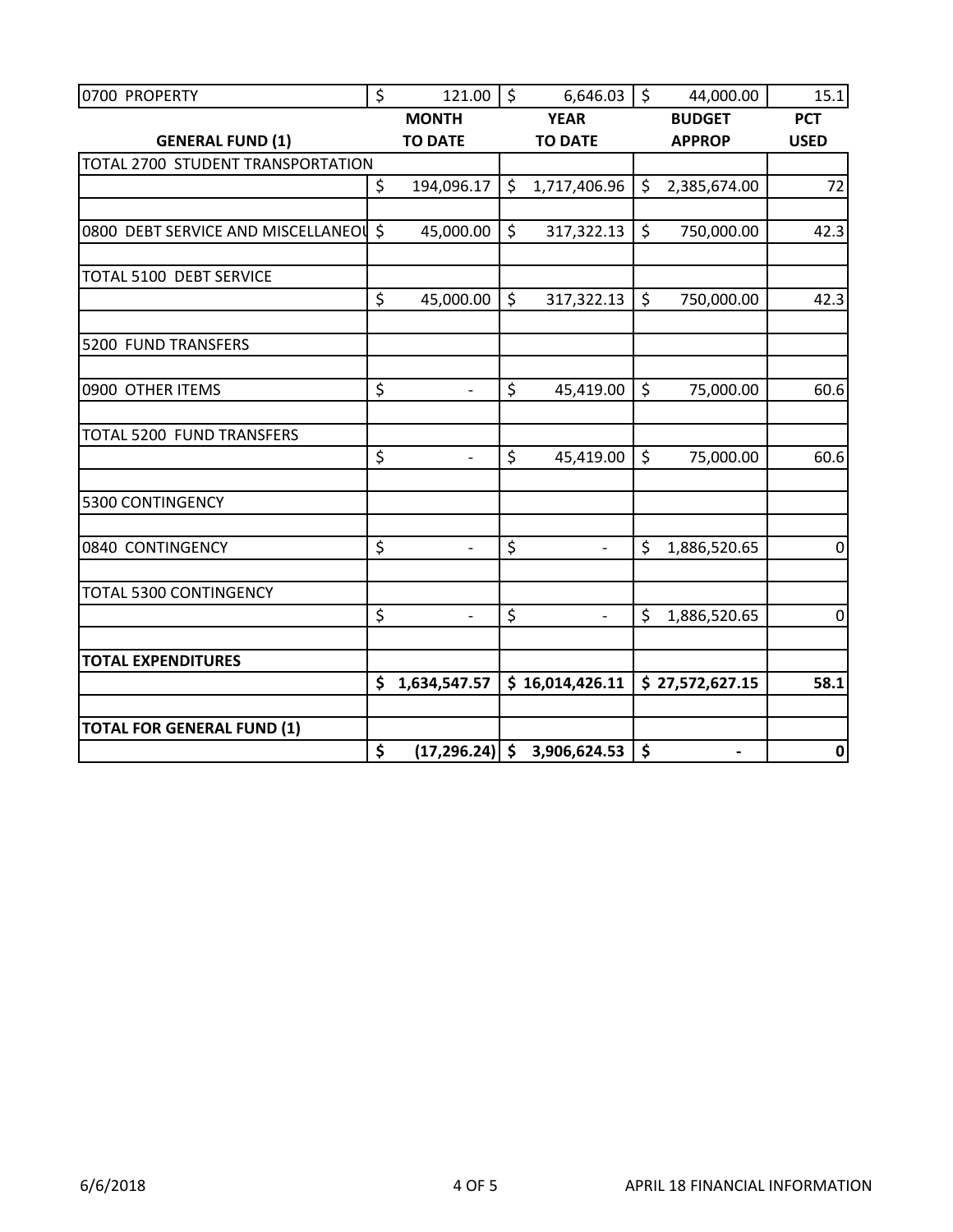| 0700 PROPERTY | $ 121.00 | $ 6,646.03 | $ 44,000.00 | 15.1 |
|---|---|---|---|---|
| **GENERAL FUND (1)** | **MONTH TO DATE** | **YEAR TO DATE** | **BUDGET APPROP** | **PCT USED** |
| TOTAL 2700 STUDENT TRANSPORTATION | | | | |
| | $ 194,096.17 | $ 1,717,406.96 | $ 2,385,674.00 | 72 |
| | | | | |
| 0800 DEBT SERVICE AND MISCELLANEOU | $ 45,000.00 | $ 317,322.13 | $ 750,000.00 | 42.3 |
| | | | | |
| TOTAL 5100 DEBT SERVICE | | | | |
| | $ 45,000.00 | $ 317,322.13 | $ 750,000.00 | 42.3 |
| | | | | |
| 5200 FUND TRANSFERS | | | | |
| | | | | |
| 0900 OTHER ITEMS | $ - | $ 45,419.00 | $ 75,000.00 | 60.6 |
| | | | | |
| TOTAL 5200 FUND TRANSFERS | | | | |
| | $ - | $ 45,419.00 | $ 75,000.00 | 60.6 |
| | | | | |
| 5300 CONTINGENCY | | | | |
| | | | | |
| 0840 CONTINGENCY | $ - | $ - | $ 1,886,520.65 | 0 |
| | | | | |
| TOTAL 5300 CONTINGENCY | | | | |
| | $ - | $ - | $ 1,886,520.65 | 0 |
| | | | | |
| **TOTAL EXPENDITURES** | | | | |
| | **$ 1,634,547.57** | **$ 16,014,426.11** | **$ 27,572,627.15** | **58.1** |
| | | | | |
| **TOTAL FOR GENERAL FUND (1)** | | | | |
| | **$ (17,296.24)** | **$ 3,906,624.53** | **$ -** | **0** |

6/6/2018 APRIL 18 FINANCIAL INFORMATION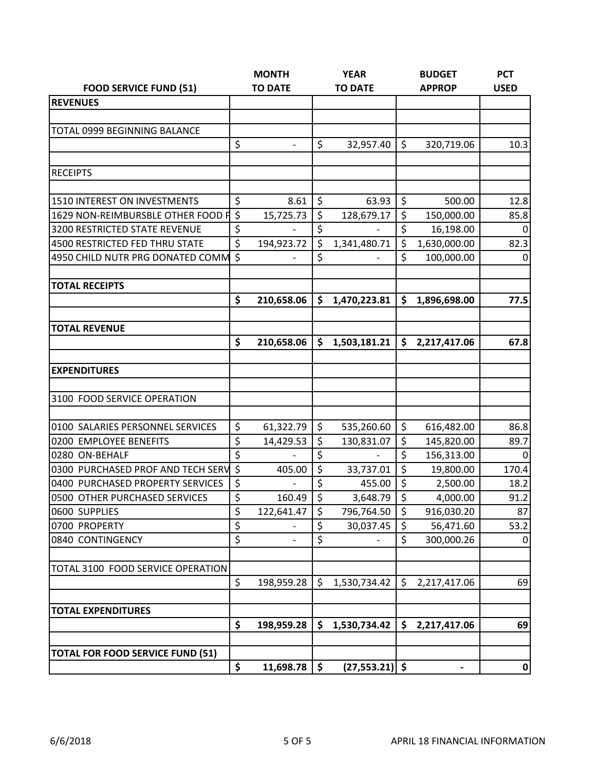| FOOD SERVICE FUND (51) | MONTH TO DATE | YEAR TO DATE | BUDGET APPROP | PCT USED |
|---|---|---|---|---|
| **REVENUES** | | | | |
| | | | | |
| TOTAL 0999 BEGINNING BALANCE | | | | |
| | $ - | $ 32,957.40 | $ 320,719.06 | 10.3 |
| | | | | |
| RECEIPTS | | | | |
| | | | | |
| 1510 INTEREST ON INVESTMENTS | $ 8.61 | $ 63.93 | $ 500.00 | 12.8 |
| 1629 NON-REIMBURSBLE OTHER FOOD F | $ 15,725.73 | $ 128,679.17 | $ 150,000.00 | 85.8 |
| 3200 RESTRICTED STATE REVENUE | $ - | $ - | $ 16,198.00 | 0 |
| 4500 RESTRICTED FED THRU STATE | $ 194,923.72 | $ 1,341,480.71 | $ 1,630,000.00 | 82.3 |
| 4950 CHILD NUTR PRG DONATED COMM | $ - | $ - | $ 100,000.00 | 0 |
| | | | | |
| **TOTAL RECEIPTS** | | | | |
| | **$ 210,658.06** | **$ 1,470,223.81** | **$ 1,896,698.00** | **77.5** |
| | | | | |
| **TOTAL REVENUE** | | | | |
| | **$ 210,658.06** | **$ 1,503,181.21** | **$ 2,217,417.06** | **67.8** |
| | | | | |
| **EXPENDITURES** | | | | |
| | | | | |
| 3100 FOOD SERVICE OPERATION | | | | |
| | | | | |
| 0100 SALARIES PERSONNEL SERVICES | $ 61,322.79 | $ 535,260.60 | $ 616,482.00 | 86.8 |
| 0200 EMPLOYEE BENEFITS | $ 14,429.53 | $ 130,831.07 | $ 145,820.00 | 89.7 |
| 0280 ON-BEHALF | $ - | $ - | $ 156,313.00 | 0 |
| 0300 PURCHASED PROF AND TECH SERV | $ 405.00 | $ 33,737.01 | $ 19,800.00 | 170.4 |
| 0400 PURCHASED PROPERTY SERVICES | $ - | $ 455.00 | $ 2,500.00 | 18.2 |
| 0500 OTHER PURCHASED SERVICES | $ 160.49 | $ 3,648.79 | $ 4,000.00 | 91.2 |
| 0600 SUPPLIES | $ 122,641.47 | $ 796,764.50 | $ 916,030.20 | 87 |
| 0700 PROPERTY | $ - | $ 30,037.45 | $ 56,471.60 | 53.2 |
| 0840 CONTINGENCY | $ - | $ - | $ 300,000.26 | 0 |
| | | | | |
| TOTAL 3100 FOOD SERVICE OPERATION | | | | |
| | $ 198,959.28 | $ 1,530,734.42 | $ 2,217,417.06 | 69 |
| | | | | |
| **TOTAL EXPENDITURES** | | | | |
| | **$ 198,959.28** | **$ 1,530,734.42** | **$ 2,217,417.06** | **69** |
| | | | | |
| **TOTAL FOR FOOD SERVICE FUND (51)** | | | | |
| | **$ 11,698.78** | **$ (27,553.21)** | **$ -** | **0** |

6/6/2018 APRIL 18 FINANCIAL INFORMATION